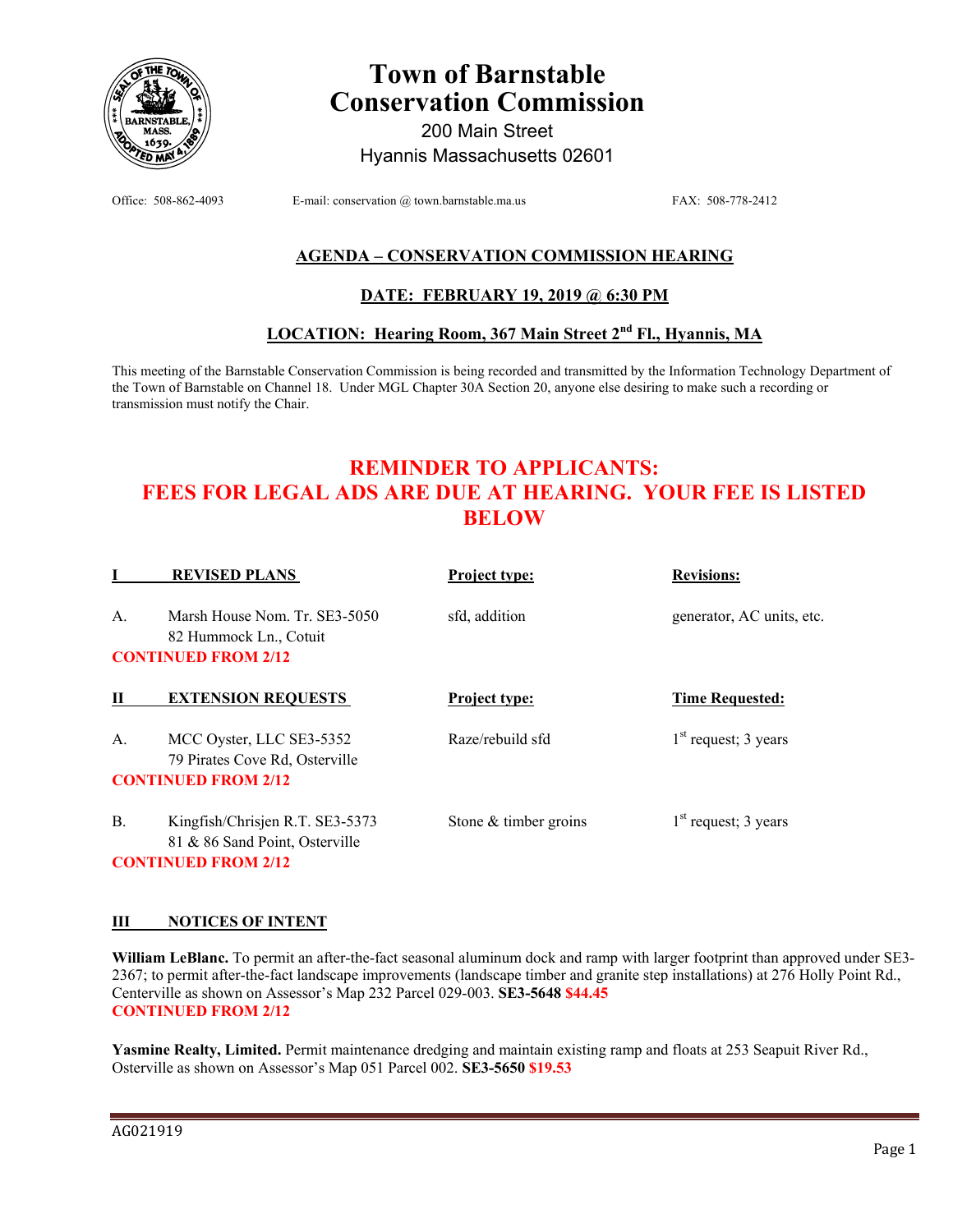# Town of Barnstable Conservation Commission

200 Main Street
Hyannis Massachusetts 02601

Office: 508-862-4093 E-mail: conservation @ town.barnstable.ma.us FAX: 508-778-2412

## AGENDA – CONSERVATION COMMISSION HEARING

## DATE: FEBRUARY 19, 2019 @ 6:30 PM

## LOCATION: Hearing Room, 367 Main Street 2nd Fl., Hyannis, MA

This meeting of the Barnstable Conservation Commission is being recorded and transmitted by the Information Technology Department of the Town of Barnstable on Channel 18. Under MGL Chapter 30A Section 20, anyone else desiring to make such a recording or transmission must notify the Chair.

## REMINDER TO APPLICANTS: FEES FOR LEGAL ADS ARE DUE AT HEARING. YOUR FEE IS LISTED BELOW

| I | REVISED PLANS | Project type: | Revisions: |
|---|---|---|---|
| A. | Marsh House Nom. Tr. SE3-5050<br>82 Hummock Ln., Cotuit<br>**CONTINUED FROM 2/12** | sfd, addition | generator, AC units, etc. |

| II | EXTENSION REQUESTS | Project type: | Time Requested: |
|---|---|---|---|
| A. | MCC Oyster, LLC SE3-5352<br>79 Pirates Cove Rd, Osterville<br>**CONTINUED FROM 2/12** | Raze/rebuild sfd | 1st request; 3 years |
| B. | Kingfish/Chrisjen R.T. SE3-5373<br>81 & 86 Sand Point, Osterville<br>**CONTINUED FROM 2/12** | Stone & timber groins | 1st request; 3 years |

### III NOTICES OF INTENT

**William LeBlanc.** To permit an after-the-fact seasonal aluminum dock and ramp with larger footprint than approved under SE3-2367; to permit after-the-fact landscape improvements (landscape timber and granite step installations) at 276 Holly Point Rd., Centerville as shown on Assessor's Map 232 Parcel 029-003. **SE3-5648** **$44.45**
**CONTINUED FROM 2/12**

**Yasmine Realty, Limited.** Permit maintenance dredging and maintain existing ramp and floats at 253 Seapuit River Rd., Osterville as shown on Assessor's Map 051 Parcel 002. **SE3-5650** **$19.53**

AG021919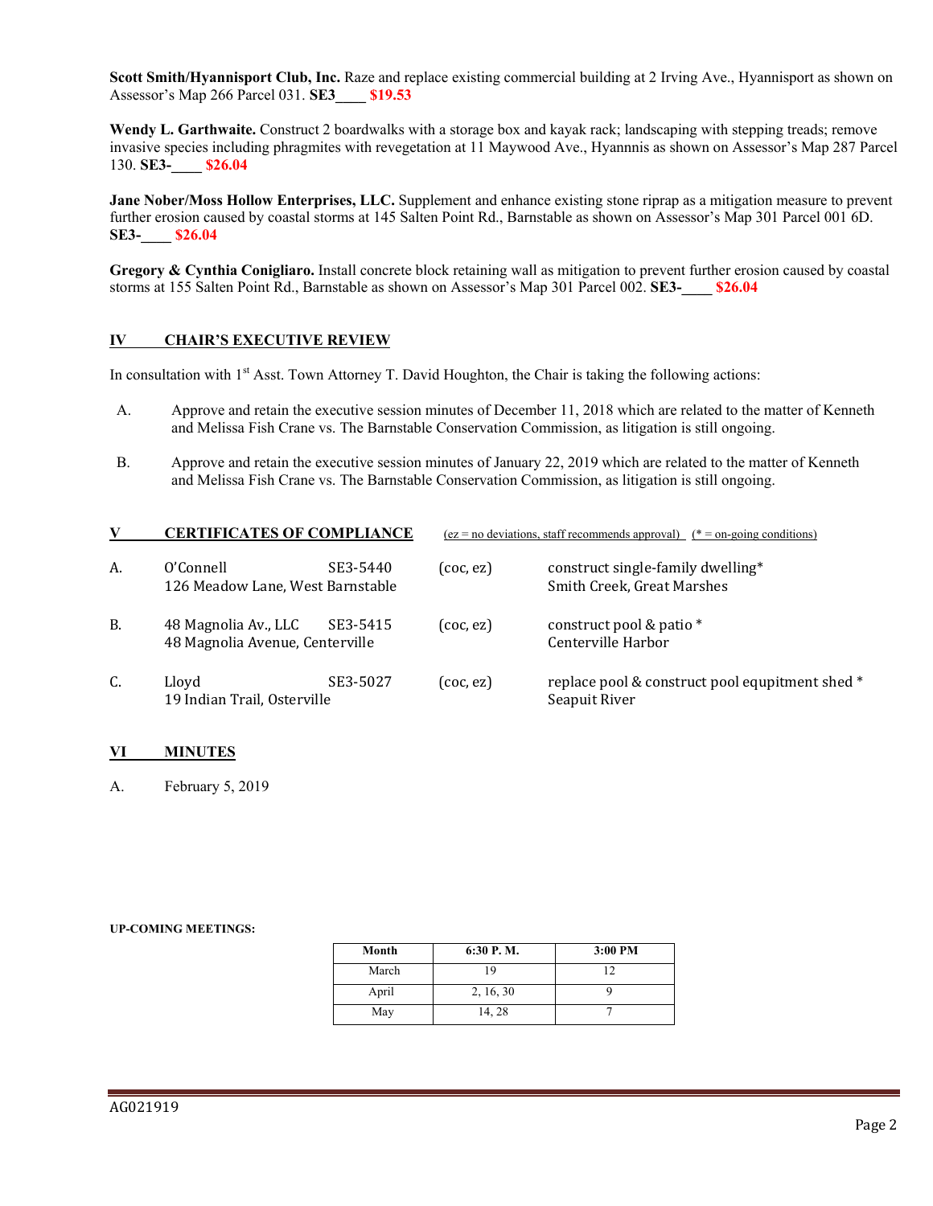**Scott Smith/Hyannisport Club, Inc.** Raze and replace existing commercial building at 2 Irving Ave., Hyannisport as shown on Assessor's Map 266 Parcel 031. **SE3____ $19.53**

**Wendy L. Garthwaite.** Construct 2 boardwalks with a storage box and kayak rack; landscaping with stepping treads; remove invasive species including phragmites with revegetation at 11 Maywood Ave., Hyannnis as shown on Assessor's Map 287 Parcel 130. **SE3-____ $26.04**

**Jane Nober/Moss Hollow Enterprises, LLC.** Supplement and enhance existing stone riprap as a mitigation measure to prevent further erosion caused by coastal storms at 145 Salten Point Rd., Barnstable as shown on Assessor's Map 301 Parcel 001 6D. **SE3-____ $26.04**

**Gregory & Cynthia Conigliaro.** Install concrete block retaining wall as mitigation to prevent further erosion caused by coastal storms at 155 Salten Point Rd., Barnstable as shown on Assessor's Map 301 Parcel 002. **SE3-____ $26.04**

## IV CHAIR'S EXECUTIVE REVIEW

In consultation with 1st Asst. Town Attorney T. David Houghton, the Chair is taking the following actions:

A. Approve and retain the executive session minutes of December 11, 2018 which are related to the matter of Kenneth and Melissa Fish Crane vs. The Barnstable Conservation Commission, as litigation is still ongoing.

B. Approve and retain the executive session minutes of January 22, 2019 which are related to the matter of Kenneth and Melissa Fish Crane vs. The Barnstable Conservation Commission, as litigation is still ongoing.

## V CERTIFICATES OF COMPLIANCE

(ez = no deviations, staff recommends approval) (* = on-going conditions)

| | | | | |
|---|---|---|---|---|
| A. | O'Connell<br>126 Meadow Lane, West Barnstable | SE3-5440 | (coc, ez) | construct single-family dwelling*<br>Smith Creek, Great Marshes |
| B. | 48 Magnolia Av., LLC<br>48 Magnolia Avenue, Centerville | SE3-5415 | (coc, ez) | construct pool & patio *<br>Centerville Harbor |
| C. | Lloyd<br>19 Indian Trail, Osterville | SE3-5027 | (coc, ez) | replace pool & construct pool equpitment shed *<br>Seapuit River |

## VI MINUTES

A. February 5, 2019

**UP-COMING MEETINGS:**

| Month | 6:30 P. M. | 3:00 PM |
|---|---|---|
| March | 19 | 12 |
| April | 2, 16, 30 | 9 |
| May | 14, 28 | 7 |

AG021919